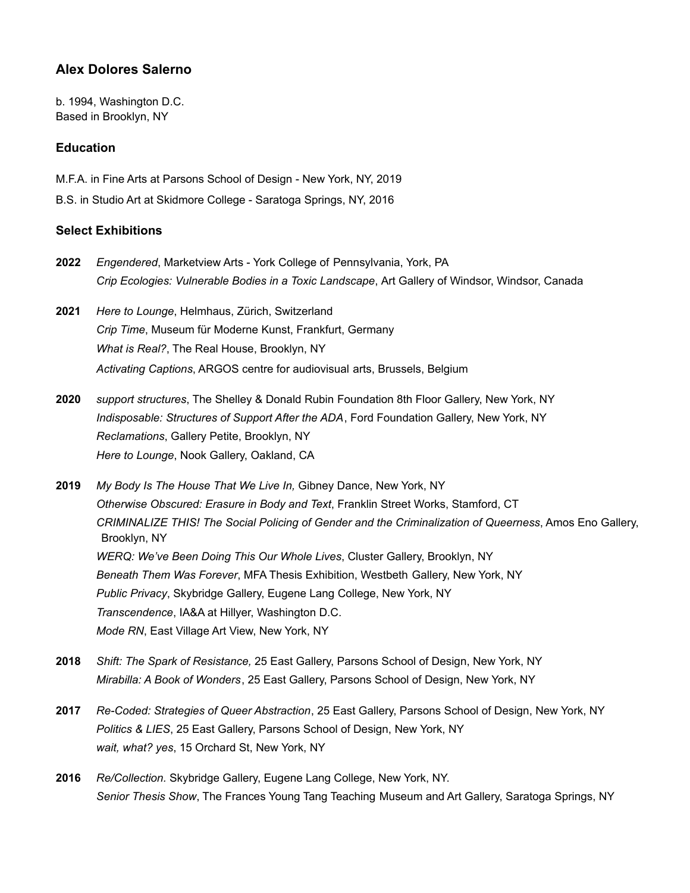## Alex Dolores Salerno

b. 1994, Washington D.C.
Based in Brooklyn, NY

### Education

M.F.A. in Fine Arts at Parsons School of Design - New York, NY, 2019

B.S. in Studio Art at Skidmore College - Saratoga Springs, NY, 2016

### Select Exhibitions

**2022** *Engendered*, Marketview Arts - York College of Pennsylvania, York, PA
*Crip Ecologies: Vulnerable Bodies in a Toxic Landscape*, Art Gallery of Windsor, Windsor, Canada

**2021** *Here to Lounge*, Helmhaus, Zürich, Switzerland
*Crip Time*, Museum für Moderne Kunst, Frankfurt, Germany
*What is Real?*, The Real House, Brooklyn, NY
*Activating Captions*, ARGOS centre for audiovisual arts, Brussels, Belgium

**2020** *support structures*, The Shelley & Donald Rubin Foundation 8th Floor Gallery, New York, NY
*Indisposable: Structures of Support After the ADA*, Ford Foundation Gallery, New York, NY
*Reclamations*, Gallery Petite, Brooklyn, NY
*Here to Lounge*, Nook Gallery, Oakland, CA

**2019** *My Body Is The House That We Live In,* Gibney Dance, New York, NY
*Otherwise Obscured: Erasure in Body and Text*, Franklin Street Works, Stamford, CT
*CRIMINALIZE THIS! The Social Policing of Gender and the Criminalization of Queerness*, Amos Eno Gallery, Brooklyn, NY
*WERQ: We've Been Doing This Our Whole Lives*, Cluster Gallery, Brooklyn, NY
*Beneath Them Was Forever*, MFA Thesis Exhibition, Westbeth Gallery, New York, NY
*Public Privacy*, Skybridge Gallery, Eugene Lang College, New York, NY
*Transcendence*, IA&A at Hillyer, Washington D.C.
*Mode RN*, East Village Art View, New York, NY

**2018** *Shift: The Spark of Resistance,* 25 East Gallery, Parsons School of Design, New York, NY
*Mirabilla: A Book of Wonders*, 25 East Gallery, Parsons School of Design, New York, NY

**2017** *Re-Coded: Strategies of Queer Abstraction*, 25 East Gallery, Parsons School of Design, New York, NY
*Politics & LIES*, 25 East Gallery, Parsons School of Design, New York, NY
*wait, what? yes*, 15 Orchard St, New York, NY

**2016** *Re/Collection.* Skybridge Gallery, Eugene Lang College, New York, NY.
*Senior Thesis Show*, The Frances Young Tang Teaching Museum and Art Gallery, Saratoga Springs, NY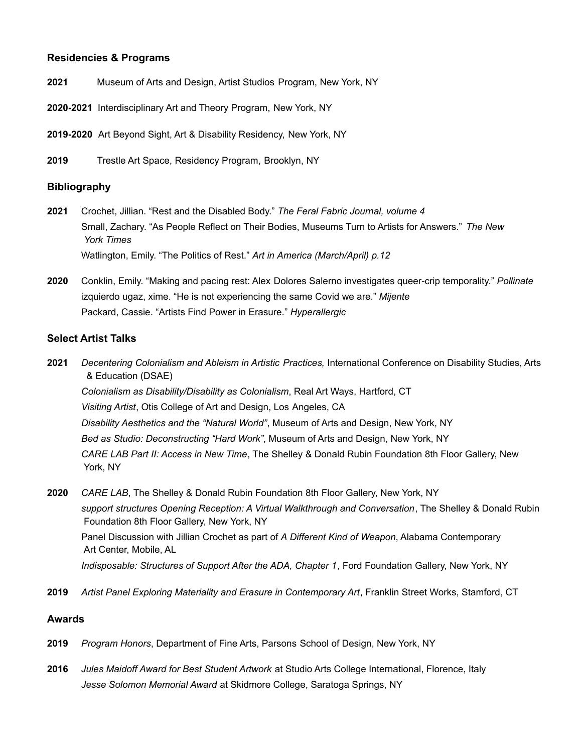## Residencies & Programs

**2021** Museum of Arts and Design, Artist Studios Program, New York, NY

**2020-2021** Interdisciplinary Art and Theory Program, New York, NY

**2019-2020** Art Beyond Sight, Art & Disability Residency, New York, NY

**2019** Trestle Art Space, Residency Program, Brooklyn, NY

## Bibliography

**2021** Crochet, Jillian. "Rest and the Disabled Body." *The Feral Fabric Journal, volume 4*

Small, Zachary. "As People Reflect on Their Bodies, Museums Turn to Artists for Answers." *The New York Times*

Watlington, Emily. "The Politics of Rest." *Art in America (March/April) p.12*

**2020** Conklin, Emily. "Making and pacing rest: Alex Dolores Salerno investigates queer-crip temporality." *Pollinate*

izquierdo ugaz, xime. "He is not experiencing the same Covid we are." *Mijente*

Packard, Cassie. "Artists Find Power in Erasure." *Hyperallergic*

## Select Artist Talks

**2021** *Decentering Colonialism and Ableism in Artistic Practices,* International Conference on Disability Studies, Arts & Education (DSAE)

*Colonialism as Disability/Disability as Colonialism*, Real Art Ways, Hartford, CT

*Visiting Artist*, Otis College of Art and Design, Los Angeles, CA

*Disability Aesthetics and the "Natural World"*, Museum of Arts and Design, New York, NY

*Bed as Studio: Deconstructing "Hard Work"*, Museum of Arts and Design, New York, NY

*CARE LAB Part II: Access in New Time*, The Shelley & Donald Rubin Foundation 8th Floor Gallery, New York, NY

**2020** *CARE LAB*, The Shelley & Donald Rubin Foundation 8th Floor Gallery, New York, NY

*support structures Opening Reception: A Virtual Walkthrough and Conversation*, The Shelley & Donald Rubin Foundation 8th Floor Gallery, New York, NY

Panel Discussion with Jillian Crochet as part of *A Different Kind of Weapon*, Alabama Contemporary Art Center, Mobile, AL

*Indisposable: Structures of Support After the ADA, Chapter 1*, Ford Foundation Gallery, New York, NY

**2019** *Artist Panel Exploring Materiality and Erasure in Contemporary Art*, Franklin Street Works, Stamford, CT

## Awards

**2019** *Program Honors*, Department of Fine Arts, Parsons School of Design, New York, NY

**2016** *Jules Maidoff Award for Best Student Artwork* at Studio Arts College International, Florence, Italy

*Jesse Solomon Memorial Award* at Skidmore College, Saratoga Springs, NY